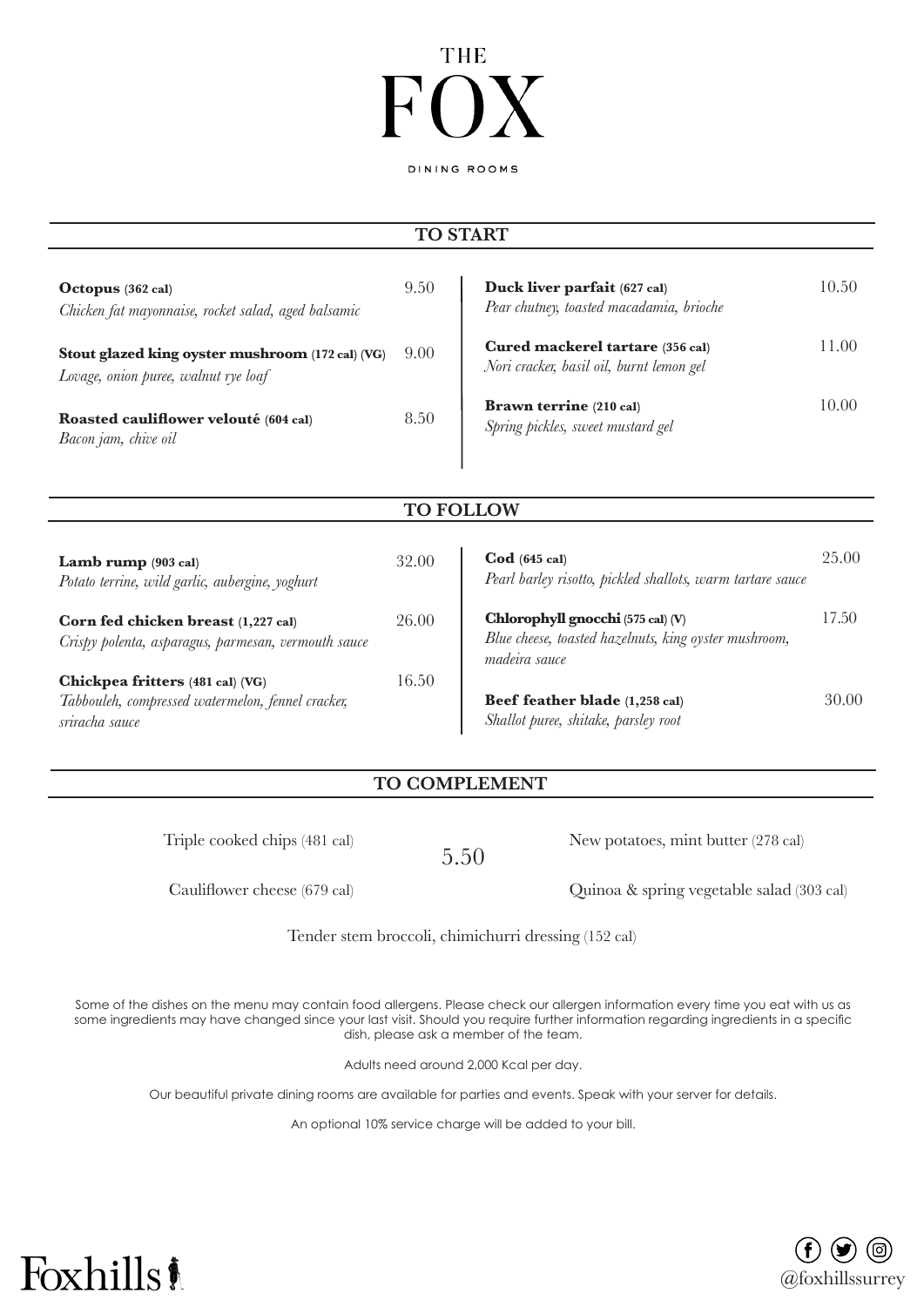# THE FOX

DINING ROOMS

## TO START

**Octopus** (362 cal) 9.50
*Chicken fat mayonnaise, rocket salad, aged balsamic*

**Stout glazed king oyster mushroom** (172 cal) (VG) 9.00
*Lovage, onion puree, walnut rye loaf*

**Roasted cauliflower velouté** (604 cal) 8.50
*Bacon jam, chive oil*

**Duck liver parfait** (627 cal) 10.50
*Pear chutney, toasted macadamia, brioche*

**Cured mackerel tartare** (356 cal) 11.00
*Nori cracker, basil oil, burnt lemon gel*

**Brawn terrine** (210 cal) 10.00
*Spring pickles, sweet mustard gel*

## TO FOLLOW

**Lamb rump** (903 cal) 32.00
*Potato terrine, wild garlic, aubergine, yoghurt*

**Corn fed chicken breast** (1,227 cal) 26.00
*Crispy polenta, asparagus, parmesan, vermouth sauce*

**Chickpea fritters** (481 cal) (VG) 16.50
*Tabbouleh, compressed watermelon, fennel cracker, sriracha sauce*

**Cod** (645 cal) 25.00
*Pearl barley risotto, pickled shallots, warm tartare sauce*

**Chlorophyll gnocchi** (575 cal) (V) 17.50
*Blue cheese, toasted hazelnuts, king oyster mushroom, madeira sauce*

**Beef feather blade** (1,258 cal) 30.00
*Shallot puree, shitake, parsley root*

## TO COMPLEMENT

5.50

Triple cooked chips (481 cal)

Cauliflower cheese (679 cal)

New potatoes, mint butter (278 cal)

Quinoa & spring vegetable salad (303 cal)

Tender stem broccoli, chimichurri dressing (152 cal)

Some of the dishes on the menu may contain food allergens. Please check our allergen information every time you eat with us as some ingredients may have changed since your last visit. Should you require further information regarding ingredients in a specific dish, please ask a member of the team.

Adults need around 2,000 Kcal per day.

Our beautiful private dining rooms are available for parties and events. Speak with your server for details.

An optional 10% service charge will be added to your bill.

Foxhills

@foxhillssurrey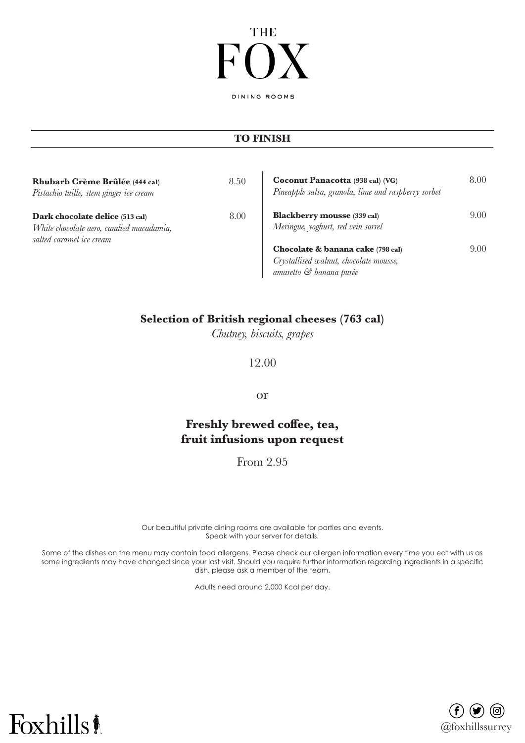# THE FOX

DINING ROOMS

## TO FINISH

**Rhubarb Crème Brûlée (444 cal)** 8.50
*Pistachio tuille, stem ginger ice cream*

**Dark chocolate delice (513 cal)** 8.00
*White chocolate aero, candied macadamia, salted caramel ice cream*

**Coconut Panacotta (938 cal) (VG)** 8.00
*Pineapple salsa, granola, lime and raspberry sorbet*

**Blackberry mousse (339 cal)** 9.00
*Meringue, yoghurt, red vein sorrel*

**Chocolate & banana cake (798 cal)** 9.00
*Crystallised walnut, chocolate mousse, amaretto & banana purée*

**Selection of British regional cheeses (763 cal)**
*Chutney, biscuits, grapes*

12.00

or

**Freshly brewed coffee, tea, fruit infusions upon request**

From 2.95

Our beautiful private dining rooms are available for parties and events.
Speak with your server for details.

Some of the dishes on the menu may contain food allergens. Please check our allergen information every time you eat with us as some ingredients may have changed since your last visit. Should you require further information regarding ingredients in a specific dish, please ask a member of the team.

Adults need around 2,000 Kcal per day.

Foxhills

@foxhillssurrey